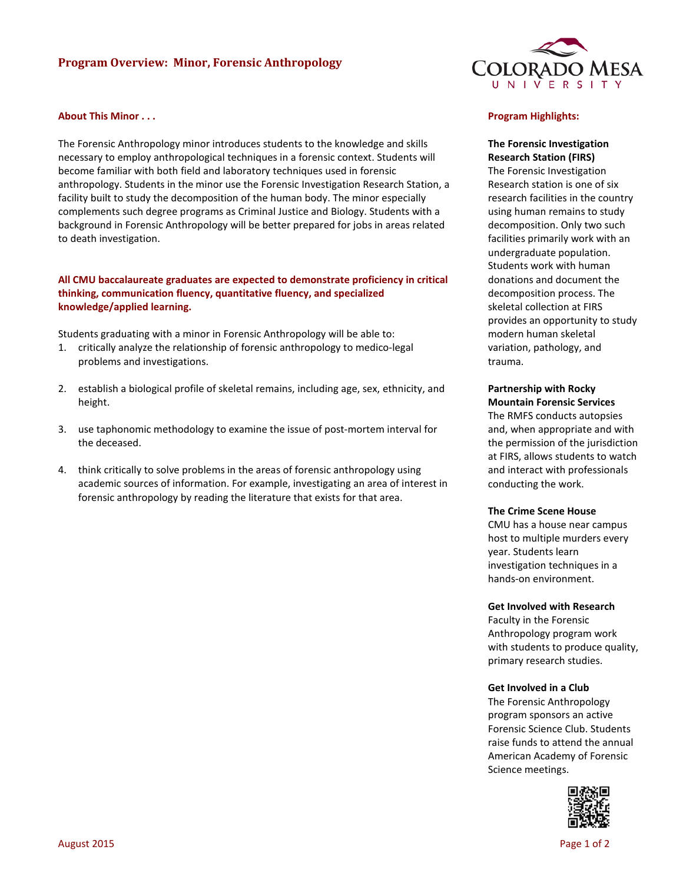# Program Overview: Minor, Forensic Anthropology

## About This Minor . . .

The Forensic Anthropology minor introduces students to the knowledge and skills necessary to employ anthropological techniques in a forensic context. Students will become familiar with both field and laboratory techniques used in forensic anthropology. Students in the minor use the Forensic Investigation Research Station, a facility built to study the decomposition of the human body. The minor especially complements such degree programs as Criminal Justice and Biology. Students with a background in Forensic Anthropology will be better prepared for jobs in areas related to death investigation.

**All CMU baccalaureate graduates are expected to demonstrate proficiency in critical thinking, communication fluency, quantitative fluency, and specialized knowledge/applied learning.**

Students graduating with a minor in Forensic Anthropology will be able to:

1. critically analyze the relationship of forensic anthropology to medico-legal problems and investigations.
2. establish a biological profile of skeletal remains, including age, sex, ethnicity, and height.
3. use taphonomic methodology to examine the issue of post-mortem interval for the deceased.
4. think critically to solve problems in the areas of forensic anthropology using academic sources of information. For example, investigating an area of interest in forensic anthropology by reading the literature that exists for that area.

## Program Highlights:

**The Forensic Investigation Research Station (FIRS)**
The Forensic Investigation Research station is one of six research facilities in the country using human remains to study decomposition. Only two such facilities primarily work with an undergraduate population. Students work with human donations and document the decomposition process. The skeletal collection at FIRS provides an opportunity to study modern human skeletal variation, pathology, and trauma.

**Partnership with Rocky Mountain Forensic Services**
The RMFS conducts autopsies and, when appropriate and with the permission of the jurisdiction at FIRS, allows students to watch and interact with professionals conducting the work.

**The Crime Scene House**
CMU has a house near campus host to multiple murders every year. Students learn investigation techniques in a hands-on environment.

**Get Involved with Research**
Faculty in the Forensic Anthropology program work with students to produce quality, primary research studies.

**Get Involved in a Club**
The Forensic Anthropology program sponsors an active Forensic Science Club. Students raise funds to attend the annual American Academy of Forensic Science meetings.

August 2015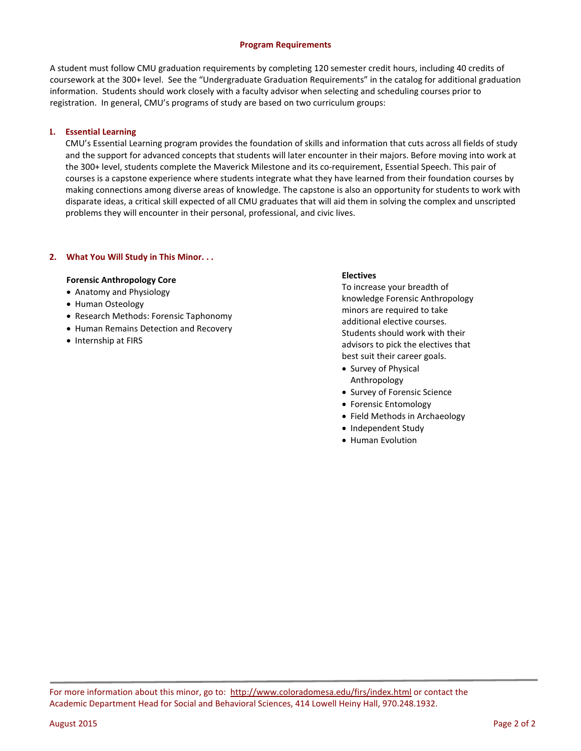## Program Requirements

A student must follow CMU graduation requirements by completing 120 semester credit hours, including 40 credits of coursework at the 300+ level. See the "Undergraduate Graduation Requirements" in the catalog for additional graduation information. Students should work closely with a faculty advisor when selecting and scheduling courses prior to registration. In general, CMU's programs of study are based on two curriculum groups:

### 1. Essential Learning

CMU's Essential Learning program provides the foundation of skills and information that cuts across all fields of study and the support for advanced concepts that students will later encounter in their majors. Before moving into work at the 300+ level, students complete the Maverick Milestone and its co-requirement, Essential Speech. This pair of courses is a capstone experience where students integrate what they have learned from their foundation courses by making connections among diverse areas of knowledge. The capstone is also an opportunity for students to work with disparate ideas, a critical skill expected of all CMU graduates that will aid them in solving the complex and unscripted problems they will encounter in their personal, professional, and civic lives.

### 2. What You Will Study in This Minor. . .

**Forensic Anthropology Core**

- Anatomy and Physiology
- Human Osteology
- Research Methods: Forensic Taphonomy
- Human Remains Detection and Recovery
- Internship at FIRS

**Electives**

To increase your breadth of knowledge Forensic Anthropology minors are required to take additional elective courses. Students should work with their advisors to pick the electives that best suit their career goals.

- Survey of Physical Anthropology
- Survey of Forensic Science
- Forensic Entomology
- Field Methods in Archaeology
- Independent Study
- Human Evolution

For more information about this minor, go to: http://www.coloradomesa.edu/firs/index.html or contact the Academic Department Head for Social and Behavioral Sciences, 414 Lowell Heiny Hall, 970.248.1932.

August 2015